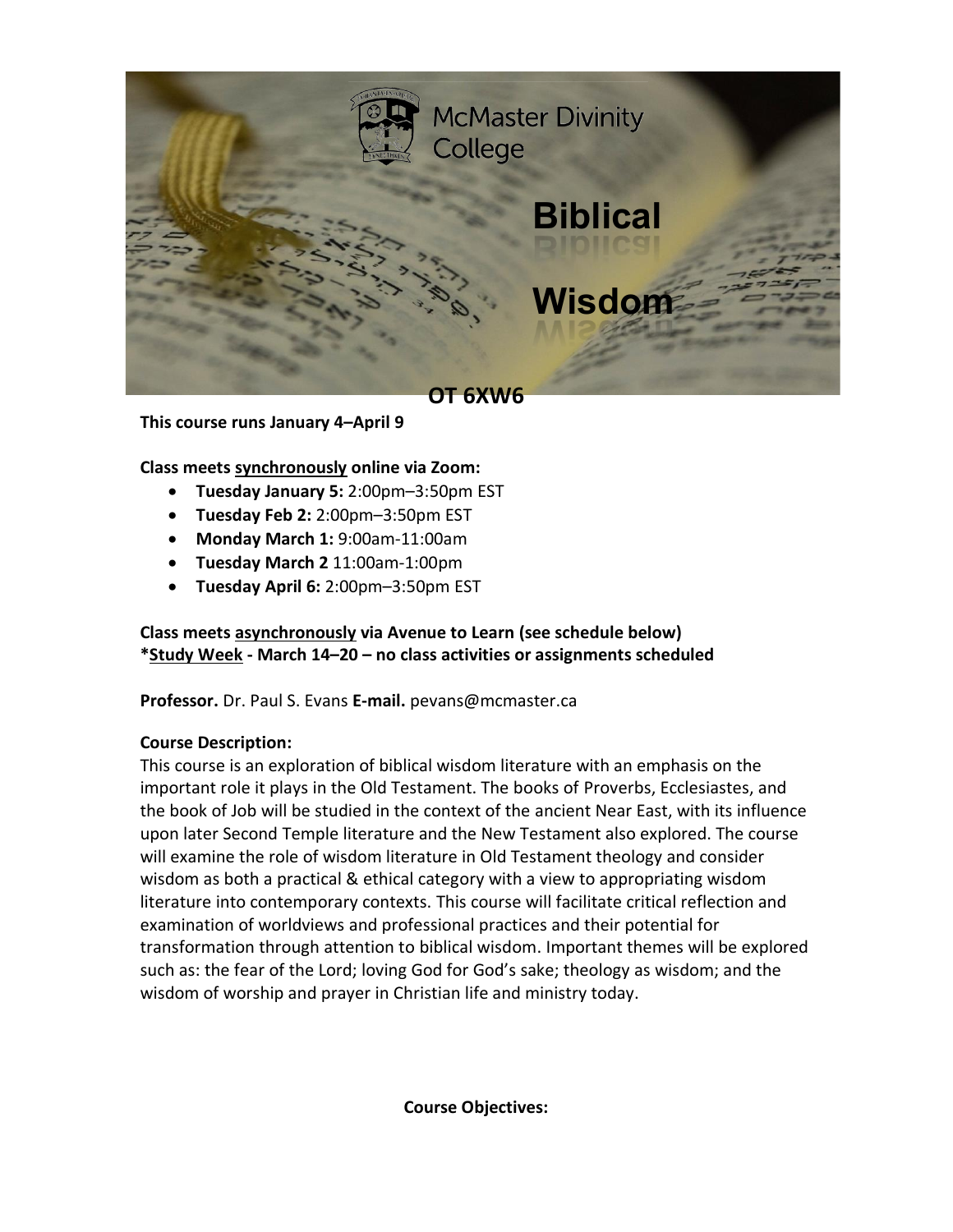McMaster Divinity College

# Biblical Wisdom

## OT 6XW6

**This course runs January 4–April 9**

**Class meets synchronously online via Zoom:**

- **Tuesday January 5:** 2:00pm–3:50pm EST
- **Tuesday Feb 2:** 2:00pm–3:50pm EST
- **Monday March 1:** 9:00am-11:00am
- **Tuesday March 2** 11:00am-1:00pm
- **Tuesday April 6:** 2:00pm–3:50pm EST

**Class meets asynchronously via Avenue to Learn (see schedule below)**
***Study Week - March 14–20 – no class activities or assignments scheduled**

**Professor.** Dr. Paul S. Evans **E-mail.** pevans@mcmaster.ca

**Course Description:**
This course is an exploration of biblical wisdom literature with an emphasis on the important role it plays in the Old Testament. The books of Proverbs, Ecclesiastes, and the book of Job will be studied in the context of the ancient Near East, with its influence upon later Second Temple literature and the New Testament also explored. The course will examine the role of wisdom literature in Old Testament theology and consider wisdom as both a practical & ethical category with a view to appropriating wisdom literature into contemporary contexts. This course will facilitate critical reflection and examination of worldviews and professional practices and their potential for transformation through attention to biblical wisdom. Important themes will be explored such as: the fear of the Lord; loving God for God's sake; theology as wisdom; and the wisdom of worship and prayer in Christian life and ministry today.

**Course Objectives:**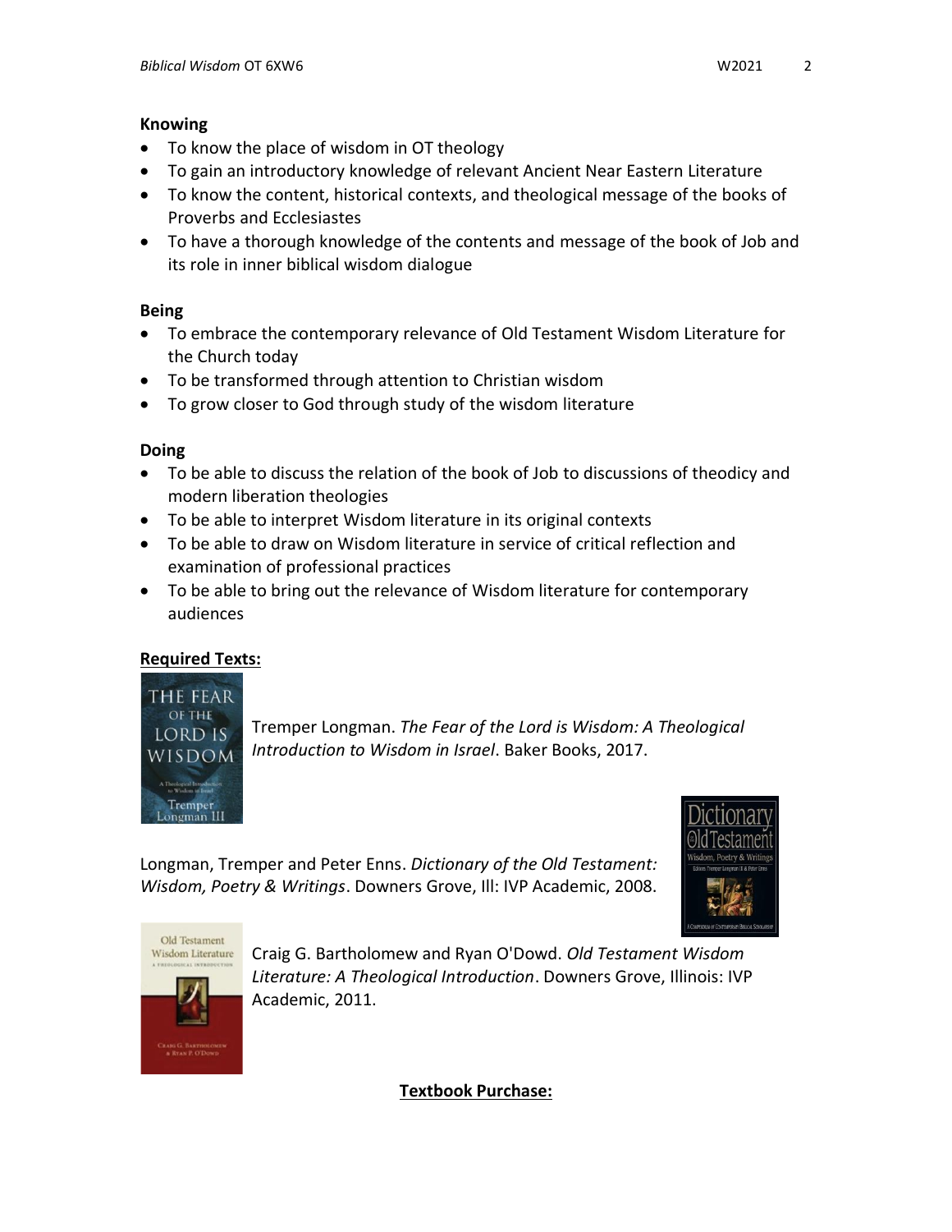**Knowing**

- To know the place of wisdom in OT theology
- To gain an introductory knowledge of relevant Ancient Near Eastern Literature
- To know the content, historical contexts, and theological message of the books of Proverbs and Ecclesiastes
- To have a thorough knowledge of the contents and message of the book of Job and its role in inner biblical wisdom dialogue

**Being**

- To embrace the contemporary relevance of Old Testament Wisdom Literature for the Church today
- To be transformed through attention to Christian wisdom
- To grow closer to God through study of the wisdom literature

**Doing**

- To be able to discuss the relation of the book of Job to discussions of theodicy and modern liberation theologies
- To be able to interpret Wisdom literature in its original contexts
- To be able to draw on Wisdom literature in service of critical reflection and examination of professional practices
- To be able to bring out the relevance of Wisdom literature for contemporary audiences

**Required Texts:**

Tremper Longman. *The Fear of the Lord is Wisdom: A Theological Introduction to Wisdom in Israel*. Baker Books, 2017.

Longman, Tremper and Peter Enns. *Dictionary of the Old Testament: Wisdom, Poetry & Writings*. Downers Grove, Ill: IVP Academic, 2008.

Craig G. Bartholomew and Ryan O'Dowd. *Old Testament Wisdom Literature: A Theological Introduction*. Downers Grove, Illinois: IVP Academic, 2011.

**Textbook Purchase:**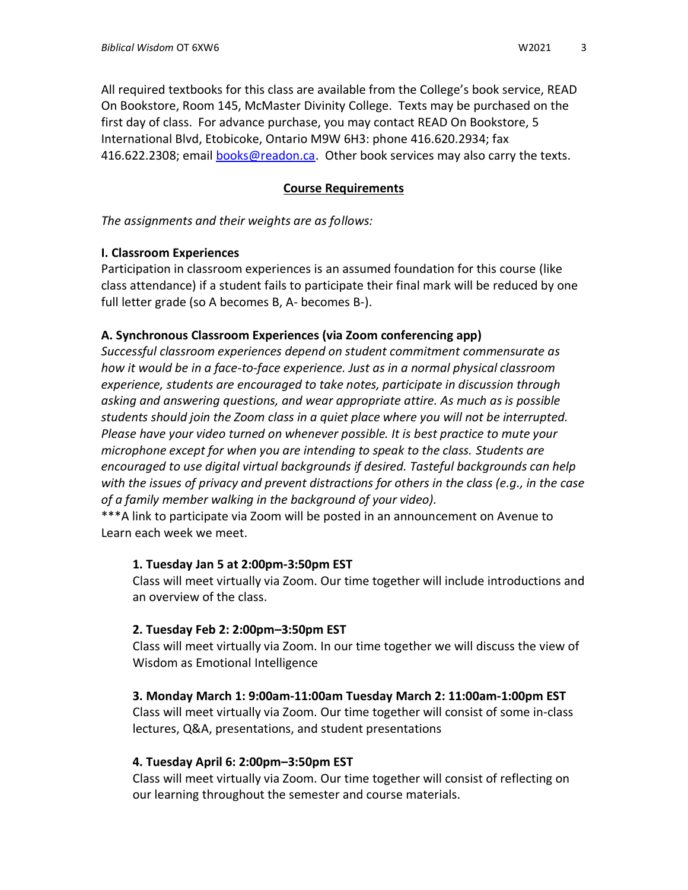All required textbooks for this class are available from the College's book service, READ On Bookstore, Room 145, McMaster Divinity College. Texts may be purchased on the first day of class. For advance purchase, you may contact READ On Bookstore, 5 International Blvd, Etobicoke, Ontario M9W 6H3: phone 416.620.2934; fax 416.622.2308; email [books@readon.ca](mailto:books@readon.ca). Other book services may also carry the texts.

## Course Requirements

*The assignments and their weights are as follows:*

### I. Classroom Experiences

Participation in classroom experiences is an assumed foundation for this course (like class attendance) if a student fails to participate their final mark will be reduced by one full letter grade (so A becomes B, A- becomes B-).

### A. Synchronous Classroom Experiences (via Zoom conferencing app)

*Successful classroom experiences depend on student commitment commensurate as how it would be in a face-to-face experience. Just as in a normal physical classroom experience, students are encouraged to take notes, participate in discussion through asking and answering questions, and wear appropriate attire. As much as is possible students should join the Zoom class in a quiet place where you will not be interrupted. Please have your video turned on whenever possible. It is best practice to mute your microphone except for when you are intending to speak to the class. Students are encouraged to use digital virtual backgrounds if desired. Tasteful backgrounds can help with the issues of privacy and prevent distractions for others in the class (e.g., in the case of a family member walking in the background of your video).*

***A link to participate via Zoom will be posted in an announcement on Avenue to Learn each week we meet.

**1. Tuesday Jan 5 at 2:00pm-3:50pm EST**
Class will meet virtually via Zoom. Our time together will include introductions and an overview of the class.

**2. Tuesday Feb 2: 2:00pm–3:50pm EST**
Class will meet virtually via Zoom. In our time together we will discuss the view of Wisdom as Emotional Intelligence

**3. Monday March 1: 9:00am-11:00am Tuesday March 2: 11:00am-1:00pm EST**
Class will meet virtually via Zoom. Our time together will consist of some in-class lectures, Q&A, presentations, and student presentations

**4. Tuesday April 6: 2:00pm–3:50pm EST**
Class will meet virtually via Zoom. Our time together will consist of reflecting on our learning throughout the semester and course materials.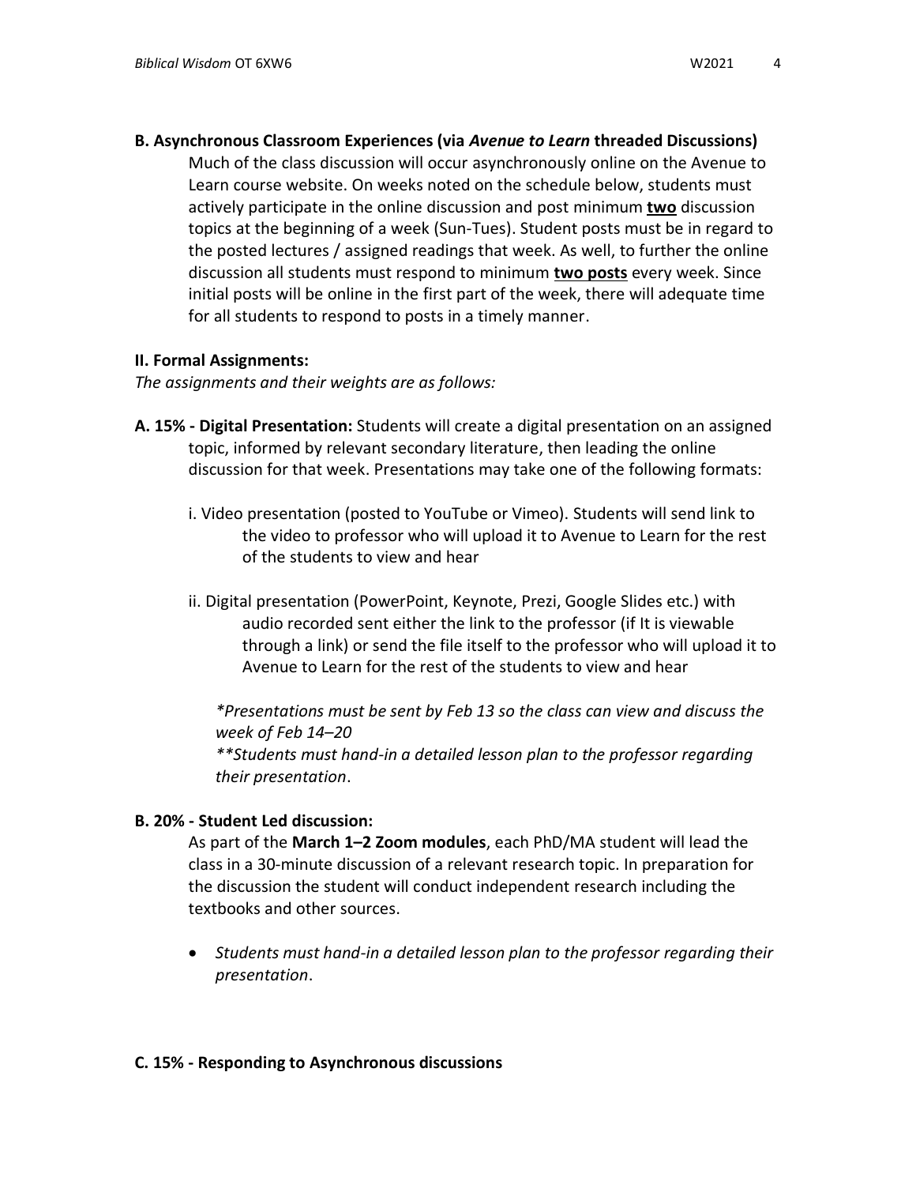**B. Asynchronous Classroom Experiences (via *Avenue to Learn* threaded Discussions)**

Much of the class discussion will occur asynchronously online on the Avenue to Learn course website. On weeks noted on the schedule below, students must actively participate in the online discussion and post minimum **two** discussion topics at the beginning of a week (Sun-Tues). Student posts must be in regard to the posted lectures / assigned readings that week. As well, to further the online discussion all students must respond to minimum **two posts** every week. Since initial posts will be online in the first part of the week, there will adequate time for all students to respond to posts in a timely manner.

**II. Formal Assignments:**

*The assignments and their weights are as follows:*

**A. 15% - Digital Presentation:** Students will create a digital presentation on an assigned topic, informed by relevant secondary literature, then leading the online discussion for that week. Presentations may take one of the following formats:

i. Video presentation (posted to YouTube or Vimeo). Students will send link to the video to professor who will upload it to Avenue to Learn for the rest of the students to view and hear

ii. Digital presentation (PowerPoint, Keynote, Prezi, Google Slides etc.) with audio recorded sent either the link to the professor (if It is viewable through a link) or send the file itself to the professor who will upload it to Avenue to Learn for the rest of the students to view and hear

*\*Presentations must be sent by Feb 13 so the class can view and discuss the week of Feb 14–20*

*\*\*Students must hand-in a detailed lesson plan to the professor regarding their presentation*.

**B. 20% - Student Led discussion:**

As part of the **March 1–2 Zoom modules**, each PhD/MA student will lead the class in a 30-minute discussion of a relevant research topic. In preparation for the discussion the student will conduct independent research including the textbooks and other sources.

- *Students must hand-in a detailed lesson plan to the professor regarding their presentation*.

**C. 15% - Responding to Asynchronous discussions**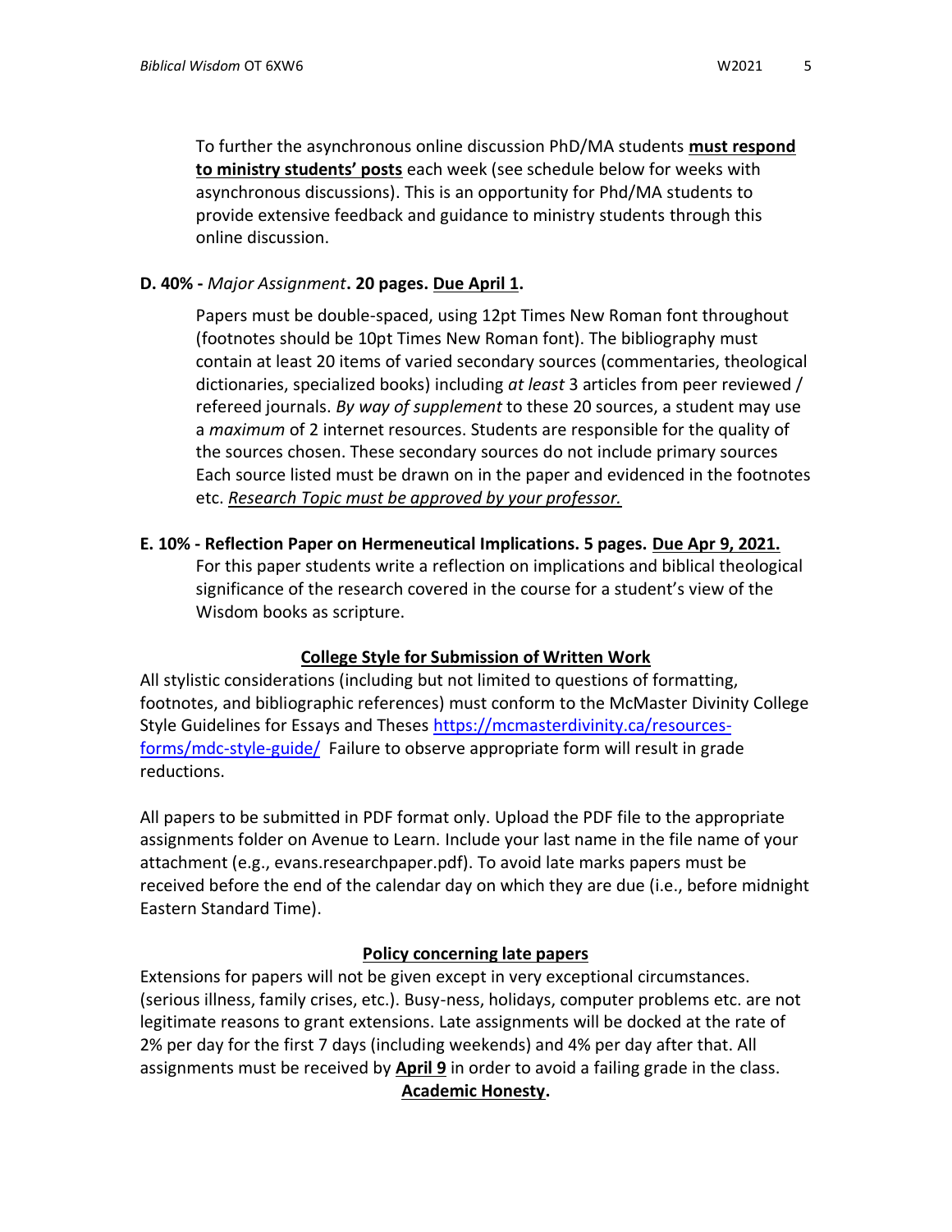To further the asynchronous online discussion PhD/MA students **must respond to ministry students' posts** each week (see schedule below for weeks with asynchronous discussions). This is an opportunity for Phd/MA students to provide extensive feedback and guidance to ministry students through this online discussion.

**D. 40% -** ***Major Assignment*****. 20 pages. Due April 1.**

Papers must be double-spaced, using 12pt Times New Roman font throughout (footnotes should be 10pt Times New Roman font). The bibliography must contain at least 20 items of varied secondary sources (commentaries, theological dictionaries, specialized books) including *at least* 3 articles from peer reviewed / refereed journals. *By way of supplement* to these 20 sources, a student may use a *maximum* of 2 internet resources. Students are responsible for the quality of the sources chosen. These secondary sources do not include primary sources Each source listed must be drawn on in the paper and evidenced in the footnotes etc. *Research Topic must be approved by your professor.*

**E. 10% - Reflection Paper on Hermeneutical Implications. 5 pages. Due Apr 9, 2021.**

For this paper students write a reflection on implications and biblical theological significance of the research covered in the course for a student's view of the Wisdom books as scripture.

## College Style for Submission of Written Work

All stylistic considerations (including but not limited to questions of formatting, footnotes, and bibliographic references) must conform to the McMaster Divinity College Style Guidelines for Essays and Theses https://mcmasterdivinity.ca/resources-forms/mdc-style-guide/ Failure to observe appropriate form will result in grade reductions.

All papers to be submitted in PDF format only. Upload the PDF file to the appropriate assignments folder on Avenue to Learn. Include your last name in the file name of your attachment (e.g., evans.researchpaper.pdf). To avoid late marks papers must be received before the end of the calendar day on which they are due (i.e., before midnight Eastern Standard Time).

## Policy concerning late papers

Extensions for papers will not be given except in very exceptional circumstances. (serious illness, family crises, etc.). Busy-ness, holidays, computer problems etc. are not legitimate reasons to grant extensions. Late assignments will be docked at the rate of 2% per day for the first 7 days (including weekends) and 4% per day after that. All assignments must be received by **April 9** in order to avoid a failing grade in the class.

## Academic Honesty.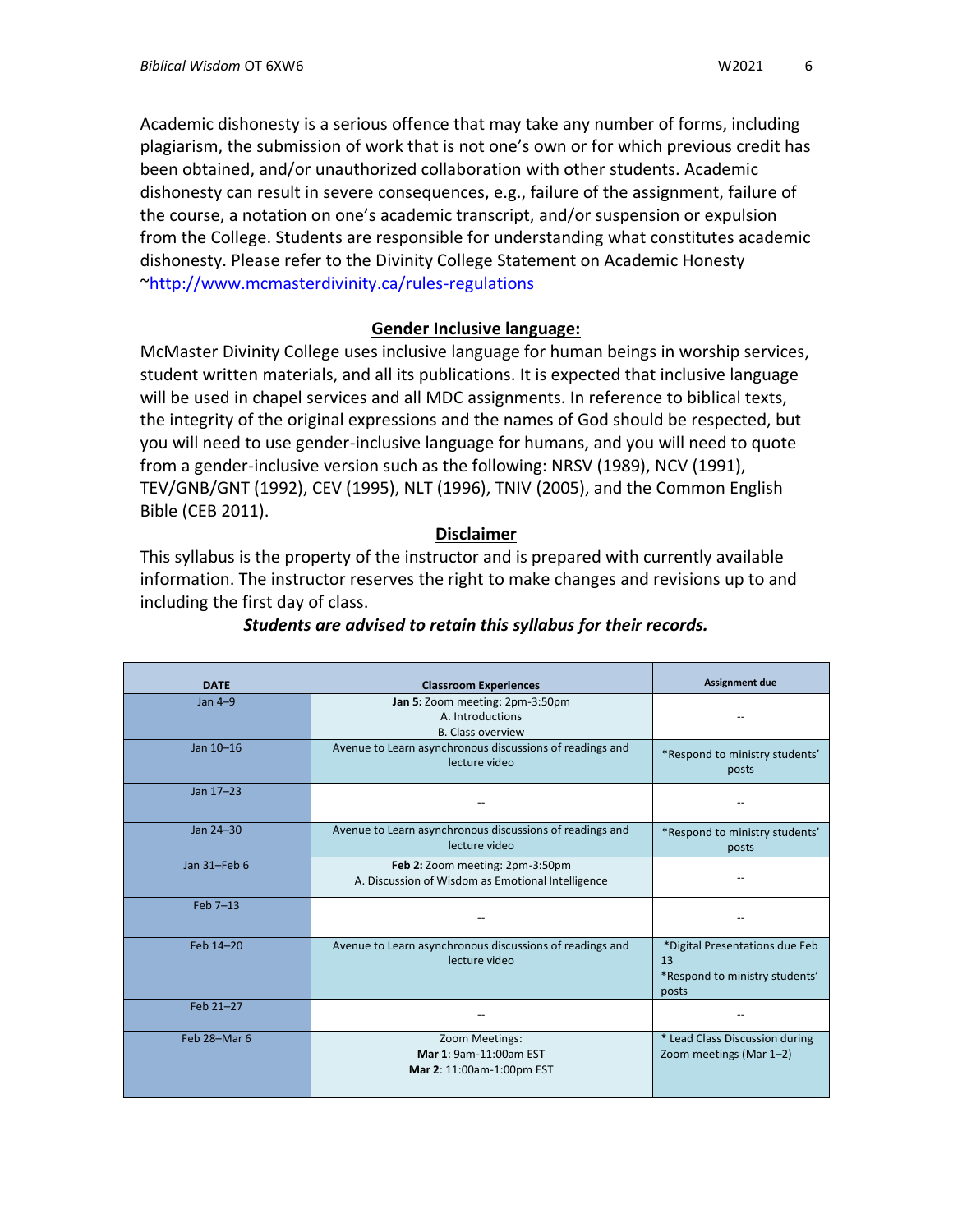Academic dishonesty is a serious offence that may take any number of forms, including plagiarism, the submission of work that is not one's own or for which previous credit has been obtained, and/or unauthorized collaboration with other students. Academic dishonesty can result in severe consequences, e.g., failure of the assignment, failure of the course, a notation on one's academic transcript, and/or suspension or expulsion from the College. Students are responsible for understanding what constitutes academic dishonesty. Please refer to the Divinity College Statement on Academic Honesty ~http://www.mcmasterdivinity.ca/rules-regulations

## Gender Inclusive language:

McMaster Divinity College uses inclusive language for human beings in worship services, student written materials, and all its publications. It is expected that inclusive language will be used in chapel services and all MDC assignments. In reference to biblical texts, the integrity of the original expressions and the names of God should be respected, but you will need to use gender-inclusive language for humans, and you will need to quote from a gender-inclusive version such as the following: NRSV (1989), NCV (1991), TEV/GNB/GNT (1992), CEV (1995), NLT (1996), TNIV (2005), and the Common English Bible (CEB 2011).

## Disclaimer

This syllabus is the property of the instructor and is prepared with currently available information. The instructor reserves the right to make changes and revisions up to and including the first day of class.

***Students are advised to retain this syllabus for their records.***

| DATE | Classroom Experiences | Assignment due |
|---|---|---|
| Jan 4–9 | **Jan 5:** Zoom meeting: 2pm-3:50pm<br>A. Introductions<br>B. Class overview | -- |
| Jan 10–16 | Avenue to Learn asynchronous discussions of readings and lecture video | *Respond to ministry students' posts |
| Jan 17–23 | -- | -- |
| Jan 24–30 | Avenue to Learn asynchronous discussions of readings and lecture video | *Respond to ministry students' posts |
| Jan 31–Feb 6 | **Feb 2:** Zoom meeting: 2pm-3:50pm<br>A. Discussion of Wisdom as Emotional Intelligence | -- |
| Feb 7–13 | -- | -- |
| Feb 14–20 | Avenue to Learn asynchronous discussions of readings and lecture video | *Digital Presentations due Feb 13<br>*Respond to ministry students' posts |
| Feb 21–27 | -- | -- |
| Feb 28–Mar 6 | Zoom Meetings:<br>**Mar 1**: 9am-11:00am EST<br>**Mar 2**: 11:00am-1:00pm EST | * Lead Class Discussion during Zoom meetings (Mar 1–2) |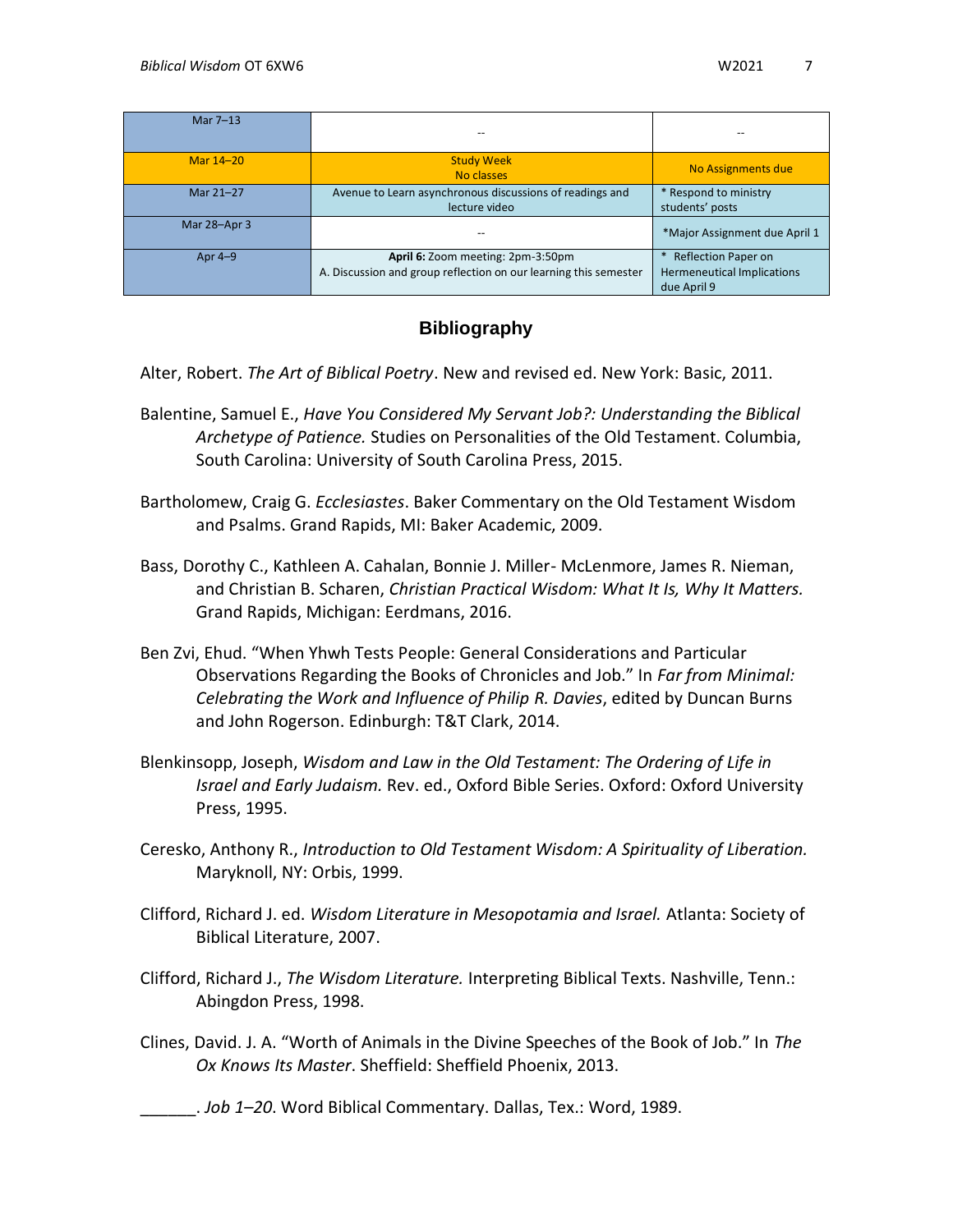| Mar 7–13 | -- | -- |
|---|---|---|
| Mar 14–20 | Study Week<br>No classes | No Assignments due |
| Mar 21–27 | Avenue to Learn asynchronous discussions of readings and lecture video | * Respond to ministry students' posts |
| Mar 28–Apr 3 | -- | *Major Assignment due April 1 |
| Apr 4–9 | **April 6:** Zoom meeting: 2pm-3:50pm<br>A. Discussion and group reflection on our learning this semester | * Reflection Paper on Hermeneutical Implications due April 9 |

## Bibliography

Alter, Robert. *The Art of Biblical Poetry*. New and revised ed. New York: Basic, 2011.

Balentine, Samuel E., *Have You Considered My Servant Job?: Understanding the Biblical Archetype of Patience.* Studies on Personalities of the Old Testament. Columbia, South Carolina: University of South Carolina Press, 2015.

Bartholomew, Craig G. *Ecclesiastes*. Baker Commentary on the Old Testament Wisdom and Psalms. Grand Rapids, MI: Baker Academic, 2009.

Bass, Dorothy C., Kathleen A. Cahalan, Bonnie J. Miller- McLenmore, James R. Nieman, and Christian B. Scharen, *Christian Practical Wisdom: What It Is, Why It Matters.* Grand Rapids, Michigan: Eerdmans, 2016.

Ben Zvi, Ehud. "When Yhwh Tests People: General Considerations and Particular Observations Regarding the Books of Chronicles and Job." In *Far from Minimal: Celebrating the Work and Influence of Philip R. Davies*, edited by Duncan Burns and John Rogerson. Edinburgh: T&T Clark, 2014.

Blenkinsopp, Joseph, *Wisdom and Law in the Old Testament: The Ordering of Life in Israel and Early Judaism.* Rev. ed., Oxford Bible Series. Oxford: Oxford University Press, 1995.

Ceresko, Anthony R., *Introduction to Old Testament Wisdom: A Spirituality of Liberation.* Maryknoll, NY: Orbis, 1999.

Clifford, Richard J. ed. *Wisdom Literature in Mesopotamia and Israel.* Atlanta: Society of Biblical Literature, 2007.

Clifford, Richard J., *The Wisdom Literature.* Interpreting Biblical Texts. Nashville, Tenn.: Abingdon Press, 1998.

Clines, David. J. A. "Worth of Animals in the Divine Speeches of the Book of Job." In *The Ox Knows Its Master*. Sheffield: Sheffield Phoenix, 2013.

______. *Job 1–20*. Word Biblical Commentary. Dallas, Tex.: Word, 1989.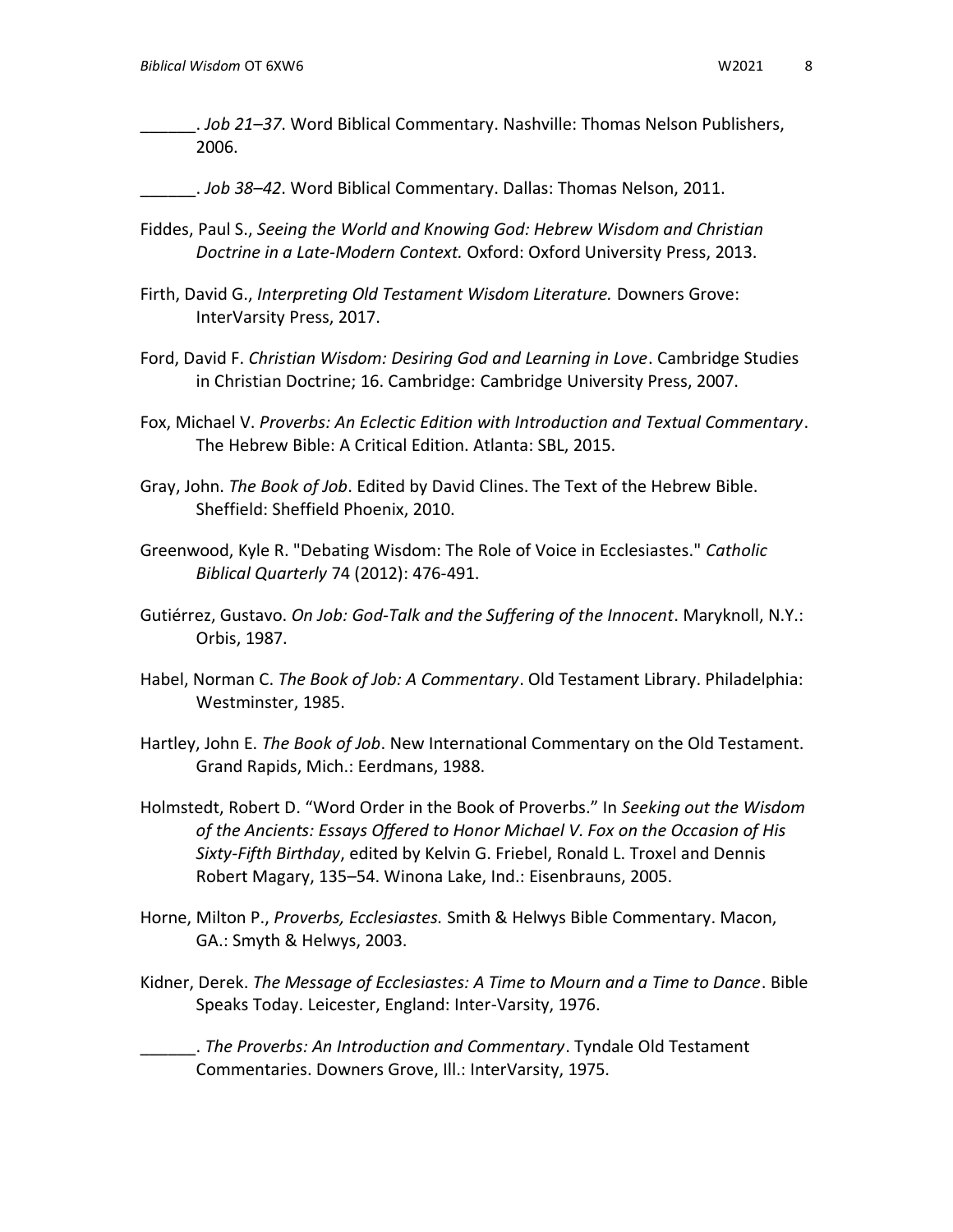______. *Job 21–37*. Word Biblical Commentary. Nashville: Thomas Nelson Publishers, 2006.

______. *Job 38–42*. Word Biblical Commentary. Dallas: Thomas Nelson, 2011.

Fiddes, Paul S., *Seeing the World and Knowing God: Hebrew Wisdom and Christian Doctrine in a Late-Modern Context.* Oxford: Oxford University Press, 2013.

Firth, David G., *Interpreting Old Testament Wisdom Literature.* Downers Grove: InterVarsity Press, 2017.

Ford, David F. *Christian Wisdom: Desiring God and Learning in Love*. Cambridge Studies in Christian Doctrine; 16. Cambridge: Cambridge University Press, 2007.

Fox, Michael V. *Proverbs: An Eclectic Edition with Introduction and Textual Commentary*. The Hebrew Bible: A Critical Edition. Atlanta: SBL, 2015.

Gray, John. *The Book of Job*. Edited by David Clines. The Text of the Hebrew Bible. Sheffield: Sheffield Phoenix, 2010.

Greenwood, Kyle R. "Debating Wisdom: The Role of Voice in Ecclesiastes." *Catholic Biblical Quarterly* 74 (2012): 476-491.

Gutiérrez, Gustavo. *On Job: God-Talk and the Suffering of the Innocent*. Maryknoll, N.Y.: Orbis, 1987.

Habel, Norman C. *The Book of Job: A Commentary*. Old Testament Library. Philadelphia: Westminster, 1985.

Hartley, John E. *The Book of Job*. New International Commentary on the Old Testament. Grand Rapids, Mich.: Eerdmans, 1988.

Holmstedt, Robert D. "Word Order in the Book of Proverbs." In *Seeking out the Wisdom of the Ancients: Essays Offered to Honor Michael V. Fox on the Occasion of His Sixty-Fifth Birthday*, edited by Kelvin G. Friebel, Ronald L. Troxel and Dennis Robert Magary, 135–54. Winona Lake, Ind.: Eisenbrauns, 2005.

Horne, Milton P., *Proverbs, Ecclesiastes.* Smith & Helwys Bible Commentary. Macon, GA.: Smyth & Helwys, 2003.

Kidner, Derek. *The Message of Ecclesiastes: A Time to Mourn and a Time to Dance*. Bible Speaks Today. Leicester, England: Inter-Varsity, 1976.

______. *The Proverbs: An Introduction and Commentary*. Tyndale Old Testament Commentaries. Downers Grove, Ill.: InterVarsity, 1975.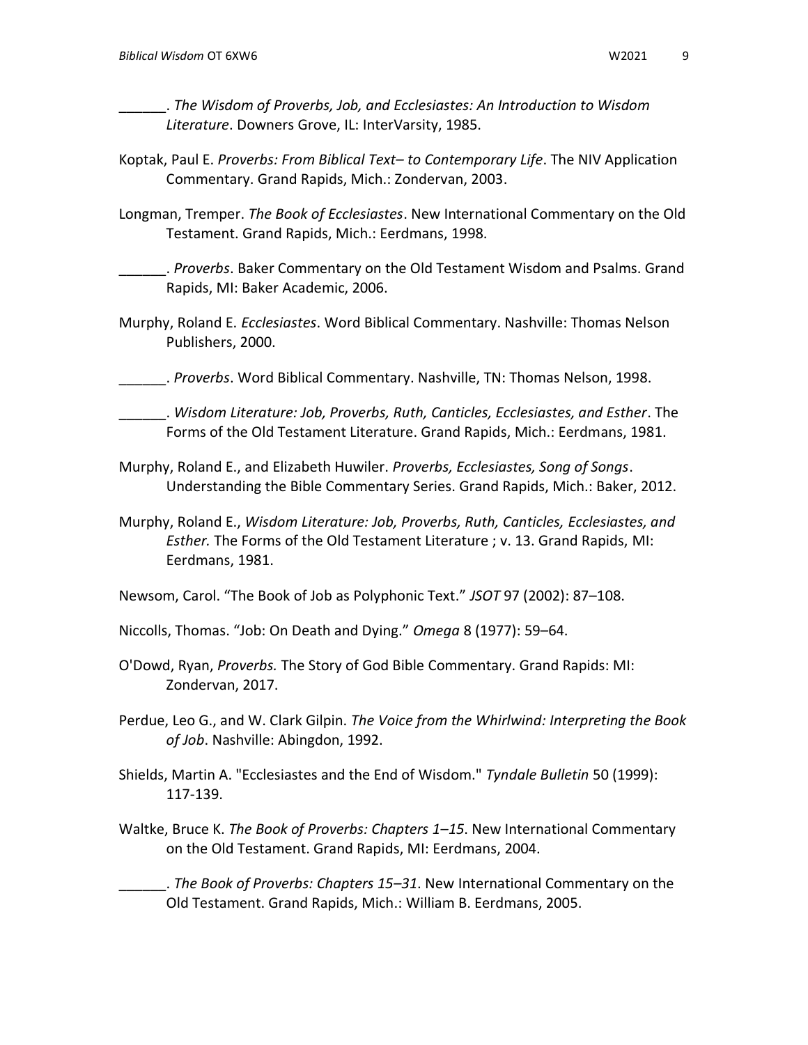______. *The Wisdom of Proverbs, Job, and Ecclesiastes: An Introduction to Wisdom Literature*. Downers Grove, IL: InterVarsity, 1985.

Koptak, Paul E. *Proverbs: From Biblical Text– to Contemporary Life*. The NIV Application Commentary. Grand Rapids, Mich.: Zondervan, 2003.

Longman, Tremper. *The Book of Ecclesiastes*. New International Commentary on the Old Testament. Grand Rapids, Mich.: Eerdmans, 1998.

______. *Proverbs*. Baker Commentary on the Old Testament Wisdom and Psalms. Grand Rapids, MI: Baker Academic, 2006.

Murphy, Roland E. *Ecclesiastes*. Word Biblical Commentary. Nashville: Thomas Nelson Publishers, 2000.

______. *Proverbs*. Word Biblical Commentary. Nashville, TN: Thomas Nelson, 1998.

______. *Wisdom Literature: Job, Proverbs, Ruth, Canticles, Ecclesiastes, and Esther*. The Forms of the Old Testament Literature. Grand Rapids, Mich.: Eerdmans, 1981.

Murphy, Roland E., and Elizabeth Huwiler. *Proverbs, Ecclesiastes, Song of Songs*. Understanding the Bible Commentary Series. Grand Rapids, Mich.: Baker, 2012.

Murphy, Roland E., *Wisdom Literature: Job, Proverbs, Ruth, Canticles, Ecclesiastes, and Esther.* The Forms of the Old Testament Literature ; v. 13. Grand Rapids, MI: Eerdmans, 1981.

Newsom, Carol. "The Book of Job as Polyphonic Text." *JSOT* 97 (2002): 87–108.

Niccolls, Thomas. "Job: On Death and Dying." *Omega* 8 (1977): 59–64.

O'Dowd, Ryan, *Proverbs.* The Story of God Bible Commentary. Grand Rapids: MI: Zondervan, 2017.

Perdue, Leo G., and W. Clark Gilpin. *The Voice from the Whirlwind: Interpreting the Book of Job*. Nashville: Abingdon, 1992.

Shields, Martin A. "Ecclesiastes and the End of Wisdom." *Tyndale Bulletin* 50 (1999): 117-139.

Waltke, Bruce K. *The Book of Proverbs: Chapters 1–15*. New International Commentary on the Old Testament. Grand Rapids, MI: Eerdmans, 2004.

______. *The Book of Proverbs: Chapters 15–31*. New International Commentary on the Old Testament. Grand Rapids, Mich.: William B. Eerdmans, 2005.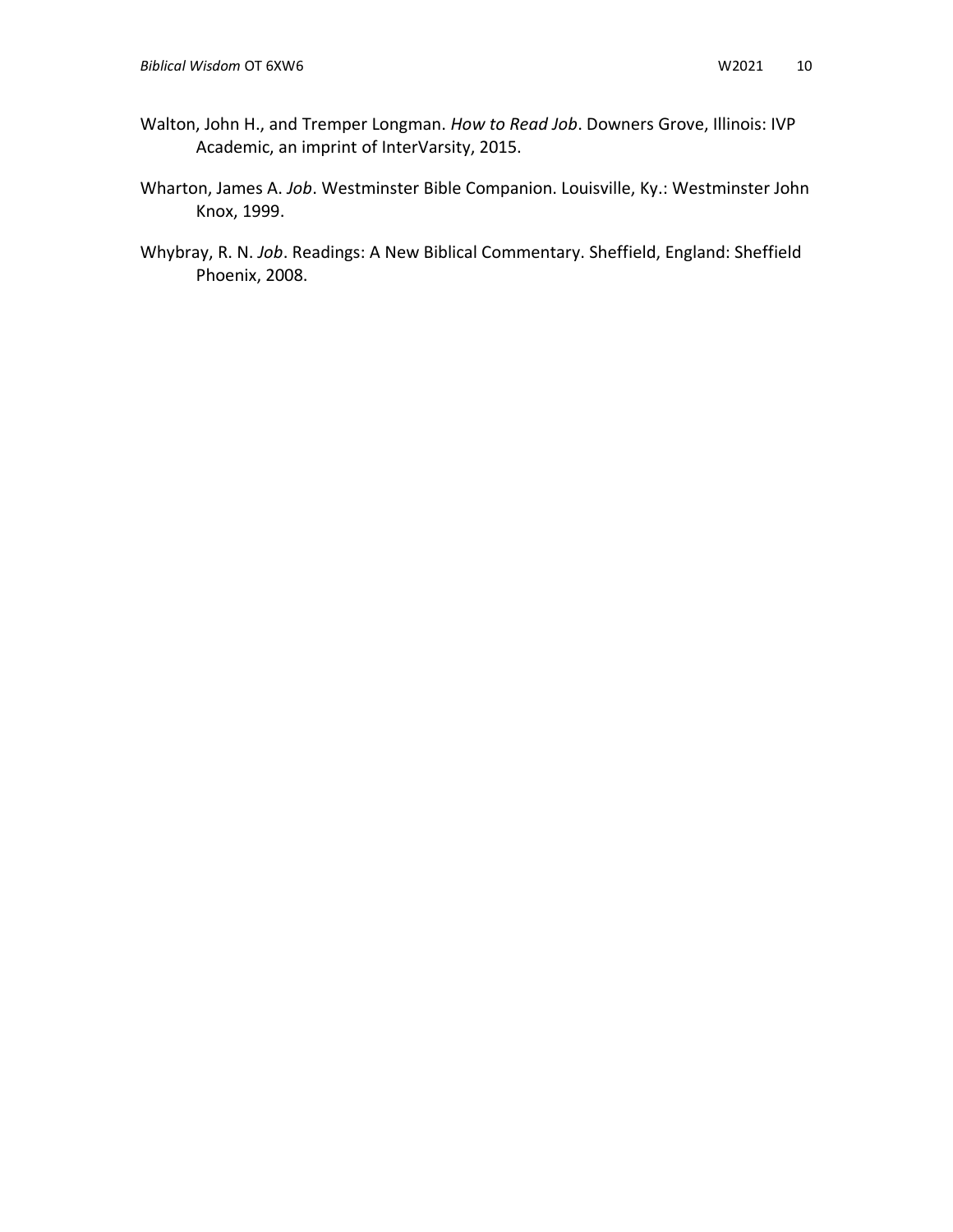Walton, John H., and Tremper Longman. *How to Read Job*. Downers Grove, Illinois: IVP Academic, an imprint of InterVarsity, 2015.

Wharton, James A. *Job*. Westminster Bible Companion. Louisville, Ky.: Westminster John Knox, 1999.

Whybray, R. N. *Job*. Readings: A New Biblical Commentary. Sheffield, England: Sheffield Phoenix, 2008.